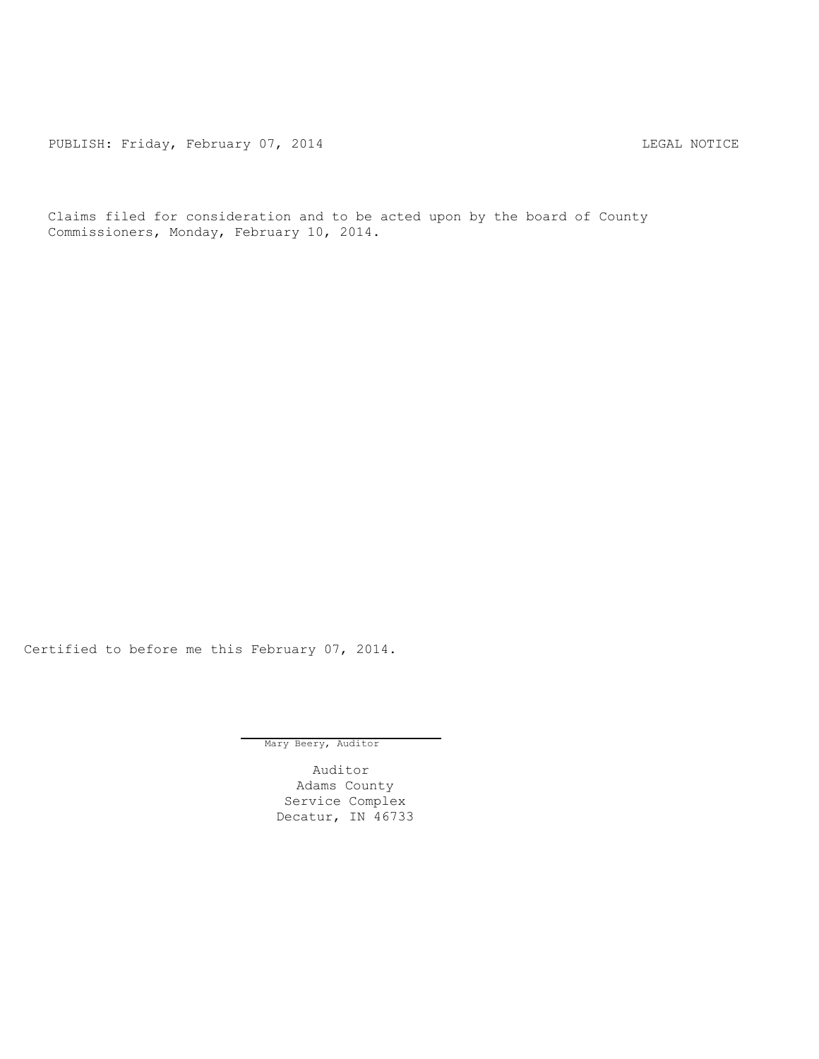PUBLISH: Friday, February 07, 2014 LEGAL NOTICE

Claims filed for consideration and to be acted upon by the board of County Commissioners, Monday, February 10, 2014.

Certified to before me this February 07, 2014.

Mary Beery, Auditor

Auditor
Adams County
Service Complex
Decatur, IN 46733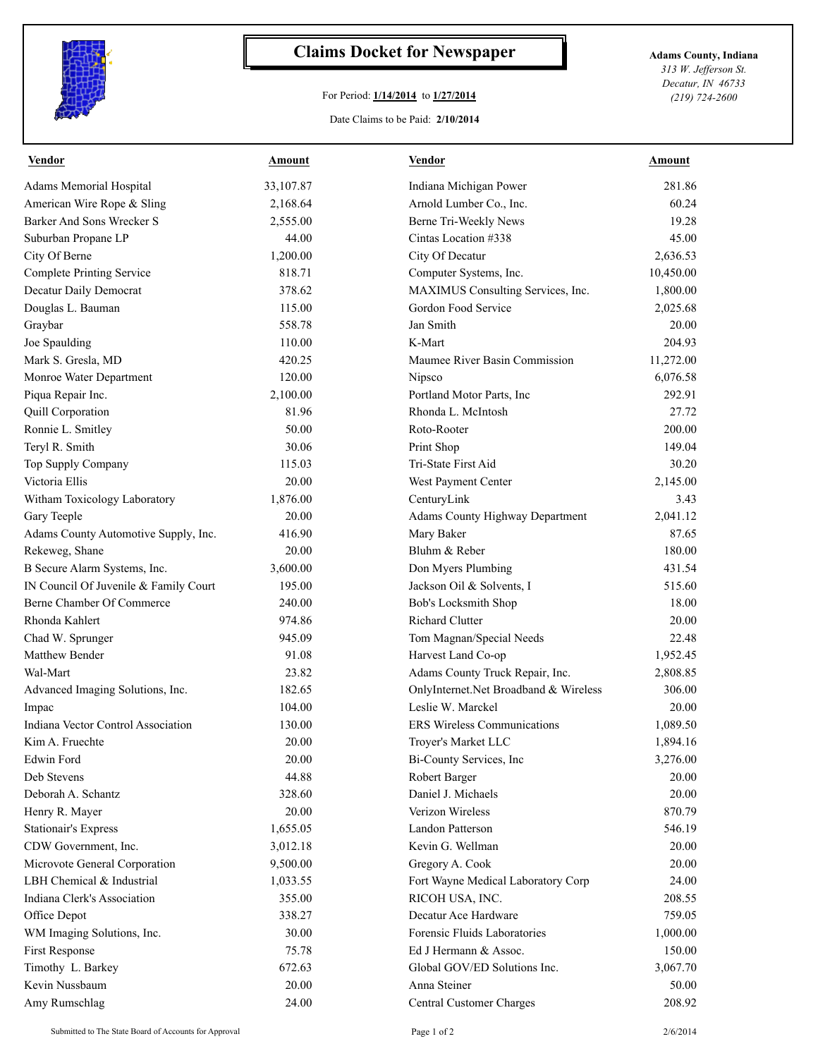# Claims Docket for Newspaper

For Period: **1/14/2014** to **1/27/2014**

Date Claims to be Paid: **2/10/2014**

**Adams County, Indiana**
*313 W. Jefferson St.*
*Decatur, IN 46733*
*(219) 724-2600*

| Vendor | Amount | Vendor | Amount |
|---|---|---|---|
| Adams Memorial Hospital | 33,107.87 | Indiana Michigan Power | 281.86 |
| American Wire Rope & Sling | 2,168.64 | Arnold Lumber Co., Inc. | 60.24 |
| Barker And Sons Wrecker S | 2,555.00 | Berne Tri-Weekly News | 19.28 |
| Suburban Propane LP | 44.00 | Cintas Location #338 | 45.00 |
| City Of Berne | 1,200.00 | City Of Decatur | 2,636.53 |
| Complete Printing Service | 818.71 | Computer Systems, Inc. | 10,450.00 |
| Decatur Daily Democrat | 378.62 | MAXIMUS Consulting Services, Inc. | 1,800.00 |
| Douglas L. Bauman | 115.00 | Gordon Food Service | 2,025.68 |
| Graybar | 558.78 | Jan Smith | 20.00 |
| Joe Spaulding | 110.00 | K-Mart | 204.93 |
| Mark S. Gresla, MD | 420.25 | Maumee River Basin Commission | 11,272.00 |
| Monroe Water Department | 120.00 | Nipsco | 6,076.58 |
| Piqua Repair Inc. | 2,100.00 | Portland Motor Parts, Inc | 292.91 |
| Quill Corporation | 81.96 | Rhonda L. McIntosh | 27.72 |
| Ronnie L. Smitley | 50.00 | Roto-Rooter | 200.00 |
| Teryl R. Smith | 30.06 | Print Shop | 149.04 |
| Top Supply Company | 115.03 | Tri-State First Aid | 30.20 |
| Victoria Ellis | 20.00 | West Payment Center | 2,145.00 |
| Witham Toxicology Laboratory | 1,876.00 | CenturyLink | 3.43 |
| Gary Teeple | 20.00 | Adams County Highway Department | 2,041.12 |
| Adams County Automotive Supply, Inc. | 416.90 | Mary Baker | 87.65 |
| Rekeweg, Shane | 20.00 | Bluhm & Reber | 180.00 |
| B Secure Alarm Systems, Inc. | 3,600.00 | Don Myers Plumbing | 431.54 |
| IN Council Of Juvenile & Family Court | 195.00 | Jackson Oil & Solvents, I | 515.60 |
| Berne Chamber Of Commerce | 240.00 | Bob's Locksmith Shop | 18.00 |
| Rhonda Kahlert | 974.86 | Richard Clutter | 20.00 |
| Chad W. Sprunger | 945.09 | Tom Magnan/Special Needs | 22.48 |
| Matthew Bender | 91.08 | Harvest Land Co-op | 1,952.45 |
| Wal-Mart | 23.82 | Adams County Truck Repair, Inc. | 2,808.85 |
| Advanced Imaging Solutions, Inc. | 182.65 | OnlyInternet.Net Broadband & Wireless | 306.00 |
| Impac | 104.00 | Leslie W. Marckel | 20.00 |
| Indiana Vector Control Association | 130.00 | ERS Wireless Communications | 1,089.50 |
| Kim A. Fruechte | 20.00 | Troyer's Market LLC | 1,894.16 |
| Edwin Ford | 20.00 | Bi-County Services, Inc | 3,276.00 |
| Deb Stevens | 44.88 | Robert Barger | 20.00 |
| Deborah A. Schantz | 328.60 | Daniel J. Michaels | 20.00 |
| Henry R. Mayer | 20.00 | Verizon Wireless | 870.79 |
| Stationair's Express | 1,655.05 | Landon Patterson | 546.19 |
| CDW Government, Inc. | 3,012.18 | Kevin G. Wellman | 20.00 |
| Microvote General Corporation | 9,500.00 | Gregory A. Cook | 20.00 |
| LBH Chemical & Industrial | 1,033.55 | Fort Wayne Medical Laboratory Corp | 24.00 |
| Indiana Clerk's Association | 355.00 | RICOH USA, INC. | 208.55 |
| Office Depot | 338.27 | Decatur Ace Hardware | 759.05 |
| WM Imaging Solutions, Inc. | 30.00 | Forensic Fluids Laboratories | 1,000.00 |
| First Response | 75.78 | Ed J Hermann & Assoc. | 150.00 |
| Timothy L. Barkey | 672.63 | Global GOV/ED Solutions Inc. | 3,067.70 |
| Kevin Nussbaum | 20.00 | Anna Steiner | 50.00 |
| Amy Rumschlag | 24.00 | Central Customer Charges | 208.92 |

Submitted to The State Board of Accounts for Approval

2/6/2014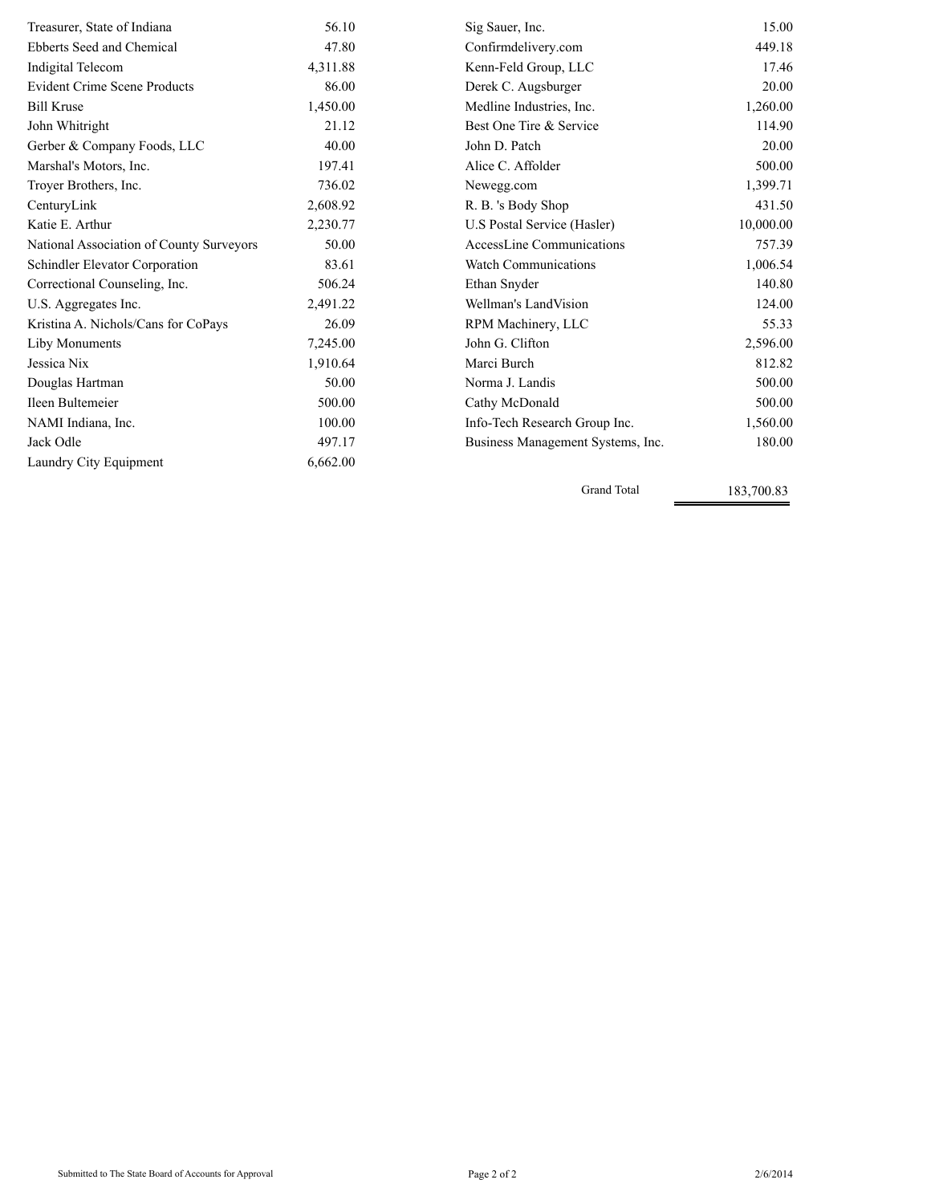| | |
|---|---|
| Treasurer, State of Indiana | 56.10 |
| Ebberts Seed and Chemical | 47.80 |
| Indigital Telecom | 4,311.88 |
| Evident Crime Scene Products | 86.00 |
| Bill Kruse | 1,450.00 |
| John Whitright | 21.12 |
| Gerber & Company Foods, LLC | 40.00 |
| Marshal's Motors, Inc. | 197.41 |
| Troyer Brothers, Inc. | 736.02 |
| CenturyLink | 2,608.92 |
| Katie E. Arthur | 2,230.77 |
| National Association of County Surveyors | 50.00 |
| Schindler Elevator Corporation | 83.61 |
| Correctional Counseling, Inc. | 506.24 |
| U.S. Aggregates Inc. | 2,491.22 |
| Kristina A. Nichols/Cans for CoPays | 26.09 |
| Liby Monuments | 7,245.00 |
| Jessica Nix | 1,910.64 |
| Douglas Hartman | 50.00 |
| Ileen Bultemeier | 500.00 |
| NAMI Indiana, Inc. | 100.00 |
| Jack Odle | 497.17 |
| Laundry City Equipment | 6,662.00 |
| Sig Sauer, Inc. | 15.00 |
| Confirmdelivery.com | 449.18 |
| Kenn-Feld Group, LLC | 17.46 |
| Derek C. Augsburger | 20.00 |
| Medline Industries, Inc. | 1,260.00 |
| Best One Tire & Service | 114.90 |
| John D. Patch | 20.00 |
| Alice C. Affolder | 500.00 |
| Newegg.com | 1,399.71 |
| R. B. 's Body Shop | 431.50 |
| U.S Postal Service (Hasler) | 10,000.00 |
| AccessLine Communications | 757.39 |
| Watch Communications | 1,006.54 |
| Ethan Snyder | 140.80 |
| Wellman's LandVision | 124.00 |
| RPM Machinery, LLC | 55.33 |
| John G. Clifton | 2,596.00 |
| Marci Burch | 812.82 |
| Norma J. Landis | 500.00 |
| Cathy McDonald | 500.00 |
| Info-Tech Research Group Inc. | 1,560.00 |
| Business Management Systems, Inc. | 180.00 |
| Grand Total | 183,700.83 |

Submitted to The State Board of Accounts for Approval

2/6/2014